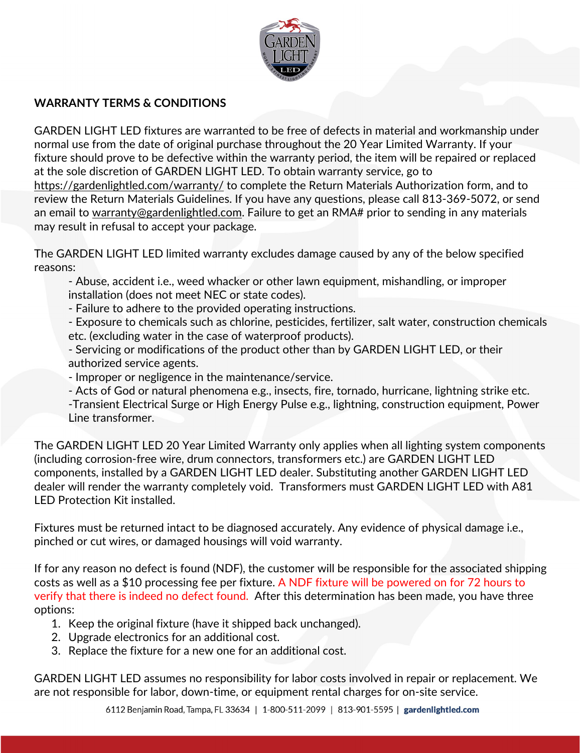## WARRANTY TERMS & CONDITIONS

GARDEN LIGHT LED fixtures are warranted to be free of defects in material and workmanship under normal use from the date of original purchase throughout the 20 Year Limited Warranty. If your fixture should prove to be defective within the warranty period, the item will be repaired or replaced at the sole discretion of GARDEN LIGHT LED. To obtain warranty service, go to https://gardenlightled.com/warranty/ to complete the Return Materials Authorization form, and to review the Return Materials Guidelines. If you have any questions, please call 813-369-5072, or send an email to warranty@gardenlightled.com. Failure to get an RMA# prior to sending in any materials may result in refusal to accept your package.

The GARDEN LIGHT LED limited warranty excludes damage caused by any of the below specified reasons:

- Abuse, accident i.e., weed whacker or other lawn equipment, mishandling, or improper installation (does not meet NEC or state codes).
- Failure to adhere to the provided operating instructions.
- Exposure to chemicals such as chlorine, pesticides, fertilizer, salt water, construction chemicals etc. (excluding water in the case of waterproof products).
- Servicing or modifications of the product other than by GARDEN LIGHT LED, or their authorized service agents.
- Improper or negligence in the maintenance/service.
- Acts of God or natural phenomena e.g., insects, fire, tornado, hurricane, lightning strike etc.
- Transient Electrical Surge or High Energy Pulse e.g., lightning, construction equipment, Power Line transformer.

The GARDEN LIGHT LED 20 Year Limited Warranty only applies when all lighting system components (including corrosion-free wire, drum connectors, transformers etc.) are GARDEN LIGHT LED components, installed by a GARDEN LIGHT LED dealer. Substituting another GARDEN LIGHT LED dealer will render the warranty completely void. Transformers must GARDEN LIGHT LED with A81 LED Protection Kit installed.

Fixtures must be returned intact to be diagnosed accurately. Any evidence of physical damage i.e., pinched or cut wires, or damaged housings will void warranty.

If for any reason no defect is found (NDF), the customer will be responsible for the associated shipping costs as well as a $10 processing fee per fixture. A NDF fixture will be powered on for 72 hours to verify that there is indeed no defect found. After this determination has been made, you have three options:

1. Keep the original fixture (have it shipped back unchanged).
2. Upgrade electronics for an additional cost.
3. Replace the fixture for a new one for an additional cost.

GARDEN LIGHT LED assumes no responsibility for labor costs involved in repair or replacement. We are not responsible for labor, down-time, or equipment rental charges for on-site service.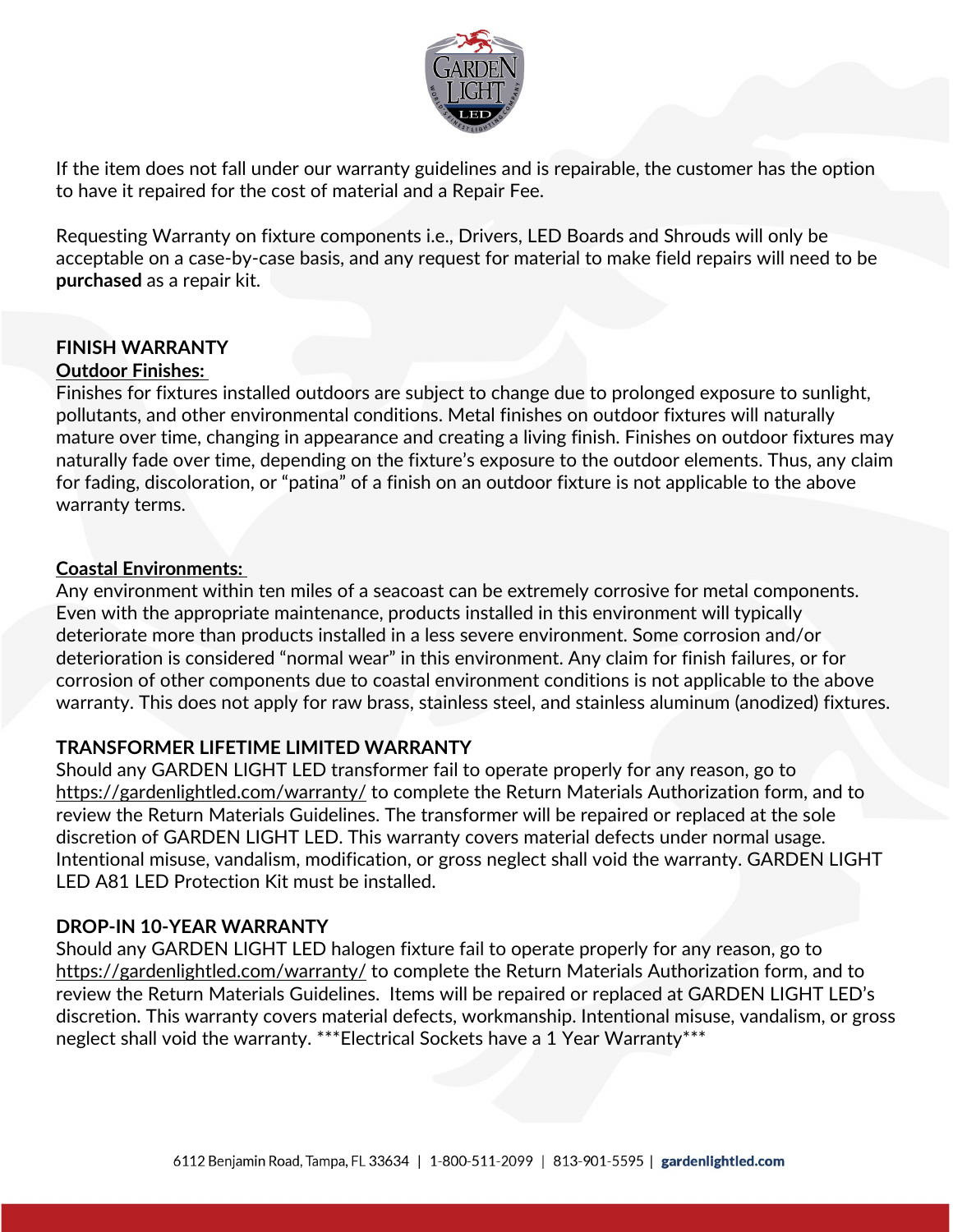If the item does not fall under our warranty guidelines and is repairable, the customer has the option to have it repaired for the cost of material and a Repair Fee.

Requesting Warranty on fixture components i.e., Drivers, LED Boards and Shrouds will only be acceptable on a case-by-case basis, and any request for material to make field repairs will need to be **purchased** as a repair kit.

## FINISH WARRANTY

**Outdoor Finishes:**

Finishes for fixtures installed outdoors are subject to change due to prolonged exposure to sunlight, pollutants, and other environmental conditions. Metal finishes on outdoor fixtures will naturally mature over time, changing in appearance and creating a living finish. Finishes on outdoor fixtures may naturally fade over time, depending on the fixture's exposure to the outdoor elements. Thus, any claim for fading, discoloration, or "patina" of a finish on an outdoor fixture is not applicable to the above warranty terms.

**Coastal Environments:**

Any environment within ten miles of a seacoast can be extremely corrosive for metal components. Even with the appropriate maintenance, products installed in this environment will typically deteriorate more than products installed in a less severe environment. Some corrosion and/or deterioration is considered "normal wear" in this environment. Any claim for finish failures, or for corrosion of other components due to coastal environment conditions is not applicable to the above warranty. This does not apply for raw brass, stainless steel, and stainless aluminum (anodized) fixtures.

## TRANSFORMER LIFETIME LIMITED WARRANTY

Should any GARDEN LIGHT LED transformer fail to operate properly for any reason, go to https://gardenlightled.com/warranty/ to complete the Return Materials Authorization form, and to review the Return Materials Guidelines. The transformer will be repaired or replaced at the sole discretion of GARDEN LIGHT LED. This warranty covers material defects under normal usage. Intentional misuse, vandalism, modification, or gross neglect shall void the warranty. GARDEN LIGHT LED A81 LED Protection Kit must be installed.

## DROP-IN 10-YEAR WARRANTY

Should any GARDEN LIGHT LED halogen fixture fail to operate properly for any reason, go to https://gardenlightled.com/warranty/ to complete the Return Materials Authorization form, and to review the Return Materials Guidelines. Items will be repaired or replaced at GARDEN LIGHT LED's discretion. This warranty covers material defects, workmanship. Intentional misuse, vandalism, or gross neglect shall void the warranty. ***Electrical Sockets have a 1 Year Warranty***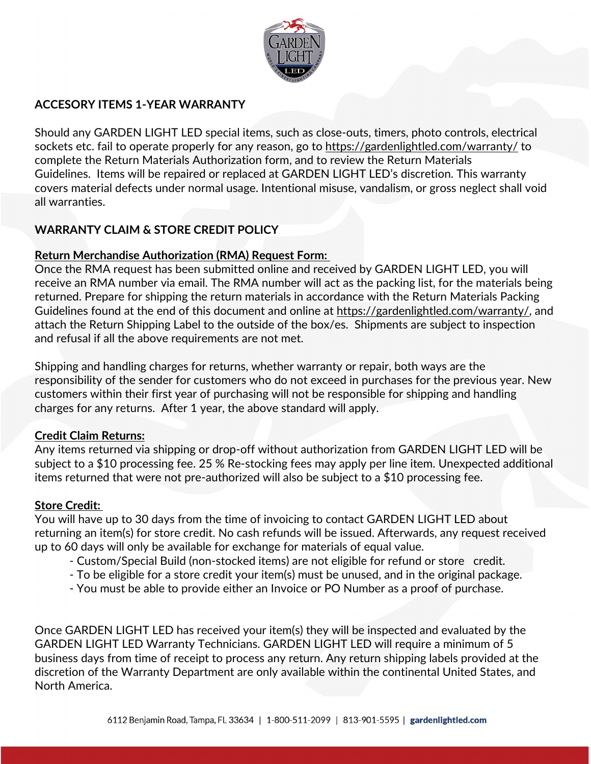## ACCESORY ITEMS 1-YEAR WARRANTY

Should any GARDEN LIGHT LED special items, such as close-outs, timers, photo controls, electrical sockets etc. fail to operate properly for any reason, go to https://gardenlightled.com/warranty/ to complete the Return Materials Authorization form, and to review the Return Materials Guidelines. Items will be repaired or replaced at GARDEN LIGHT LED's discretion. This warranty covers material defects under normal usage. Intentional misuse, vandalism, or gross neglect shall void all warranties.

## WARRANTY CLAIM & STORE CREDIT POLICY

**Return Merchandise Authorization (RMA) Request Form:**

Once the RMA request has been submitted online and received by GARDEN LIGHT LED, you will receive an RMA number via email. The RMA number will act as the packing list, for the materials being returned. Prepare for shipping the return materials in accordance with the Return Materials Packing Guidelines found at the end of this document and online at https://gardenlightled.com/warranty/, and attach the Return Shipping Label to the outside of the box/es. Shipments are subject to inspection and refusal if all the above requirements are not met.

Shipping and handling charges for returns, whether warranty or repair, both ways are the responsibility of the sender for customers who do not exceed in purchases for the previous year. New customers within their first year of purchasing will not be responsible for shipping and handling charges for any returns. After 1 year, the above standard will apply.

**Credit Claim Returns:**

Any items returned via shipping or drop-off without authorization from GARDEN LIGHT LED will be subject to a $10 processing fee. 25 % Re-stocking fees may apply per line item. Unexpected additional items returned that were not pre-authorized will also be subject to a $10 processing fee.

**Store Credit:**

You will have up to 30 days from the time of invoicing to contact GARDEN LIGHT LED about returning an item(s) for store credit. No cash refunds will be issued. Afterwards, any request received up to 60 days will only be available for exchange for materials of equal value.

- Custom/Special Build (non-stocked items) are not eligible for refund or store credit.
- To be eligible for a store credit your item(s) must be unused, and in the original package.
- You must be able to provide either an Invoice or PO Number as a proof of purchase.

Once GARDEN LIGHT LED has received your item(s) they will be inspected and evaluated by the GARDEN LIGHT LED Warranty Technicians. GARDEN LIGHT LED will require a minimum of 5 business days from time of receipt to process any return. Any return shipping labels provided at the discretion of the Warranty Department are only available within the continental United States, and North America.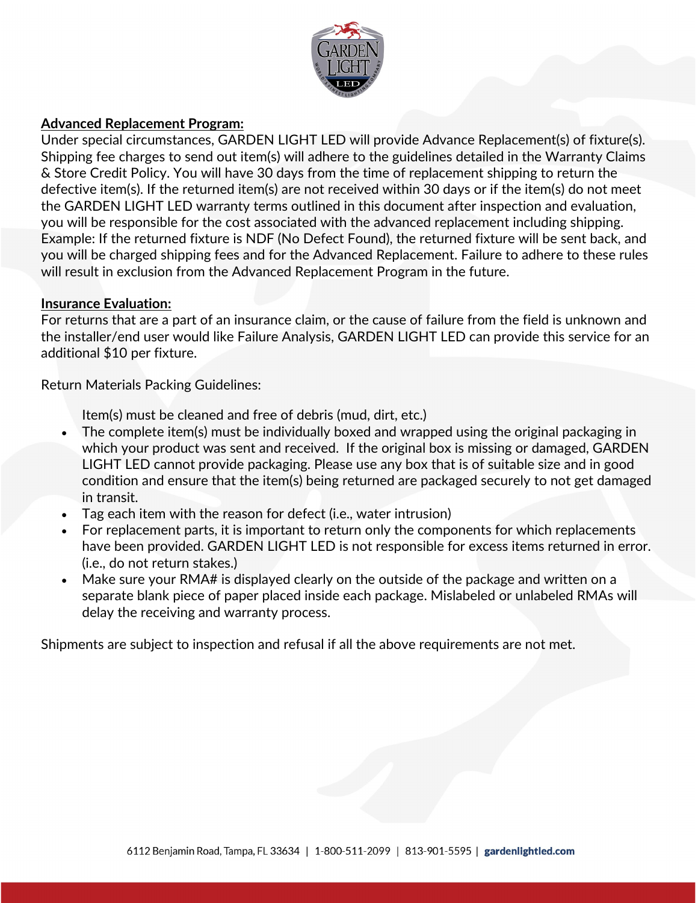## Advanced Replacement Program:

Under special circumstances, GARDEN LIGHT LED will provide Advance Replacement(s) of fixture(s). Shipping fee charges to send out item(s) will adhere to the guidelines detailed in the Warranty Claims & Store Credit Policy. You will have 30 days from the time of replacement shipping to return the defective item(s). If the returned item(s) are not received within 30 days or if the item(s) do not meet the GARDEN LIGHT LED warranty terms outlined in this document after inspection and evaluation, you will be responsible for the cost associated with the advanced replacement including shipping. Example: If the returned fixture is NDF (No Defect Found), the returned fixture will be sent back, and you will be charged shipping fees and for the Advanced Replacement. Failure to adhere to these rules will result in exclusion from the Advanced Replacement Program in the future.

## Insurance Evaluation:

For returns that are a part of an insurance claim, or the cause of failure from the field is unknown and the installer/end user would like Failure Analysis, GARDEN LIGHT LED can provide this service for an additional $10 per fixture.

Return Materials Packing Guidelines:

- Item(s) must be cleaned and free of debris (mud, dirt, etc.)
- The complete item(s) must be individually boxed and wrapped using the original packaging in which your product was sent and received. If the original box is missing or damaged, GARDEN LIGHT LED cannot provide packaging. Please use any box that is of suitable size and in good condition and ensure that the item(s) being returned are packaged securely to not get damaged in transit.
- Tag each item with the reason for defect (i.e., water intrusion)
- For replacement parts, it is important to return only the components for which replacements have been provided. GARDEN LIGHT LED is not responsible for excess items returned in error. (i.e., do not return stakes.)
- Make sure your RMA# is displayed clearly on the outside of the package and written on a separate blank piece of paper placed inside each package. Mislabeled or unlabeled RMAs will delay the receiving and warranty process.

Shipments are subject to inspection and refusal if all the above requirements are not met.